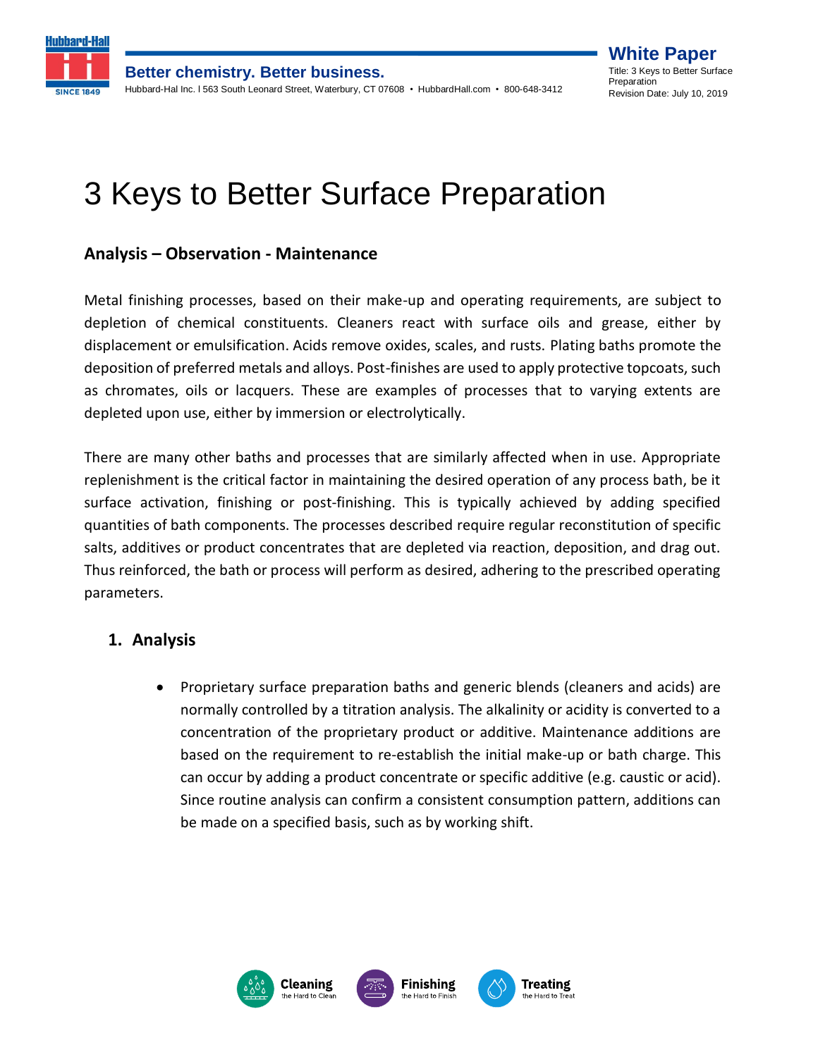# 3 Keys to Better Surface Preparation

## Analysis – Observation - Maintenance

Metal finishing processes, based on their make-up and operating requirements, are subject to depletion of chemical constituents. Cleaners react with surface oils and grease, either by displacement or emulsification. Acids remove oxides, scales, and rusts. Plating baths promote the deposition of preferred metals and alloys. Post-finishes are used to apply protective topcoats, such as chromates, oils or lacquers. These are examples of processes that to varying extents are depleted upon use, either by immersion or electrolytically.

There are many other baths and processes that are similarly affected when in use. Appropriate replenishment is the critical factor in maintaining the desired operation of any process bath, be it surface activation, finishing or post-finishing. This is typically achieved by adding specified quantities of bath components. The processes described require regular reconstitution of specific salts, additives or product concentrates that are depleted via reaction, deposition, and drag out. Thus reinforced, the bath or process will perform as desired, adhering to the prescribed operating parameters.

### 1. Analysis

- Proprietary surface preparation baths and generic blends (cleaners and acids) are normally controlled by a titration analysis. The alkalinity or acidity is converted to a concentration of the proprietary product or additive. Maintenance additions are based on the requirement to re-establish the initial make-up or bath charge. This can occur by adding a product concentrate or specific additive (e.g. caustic or acid). Since routine analysis can confirm a consistent consumption pattern, additions can be made on a specified basis, such as by working shift.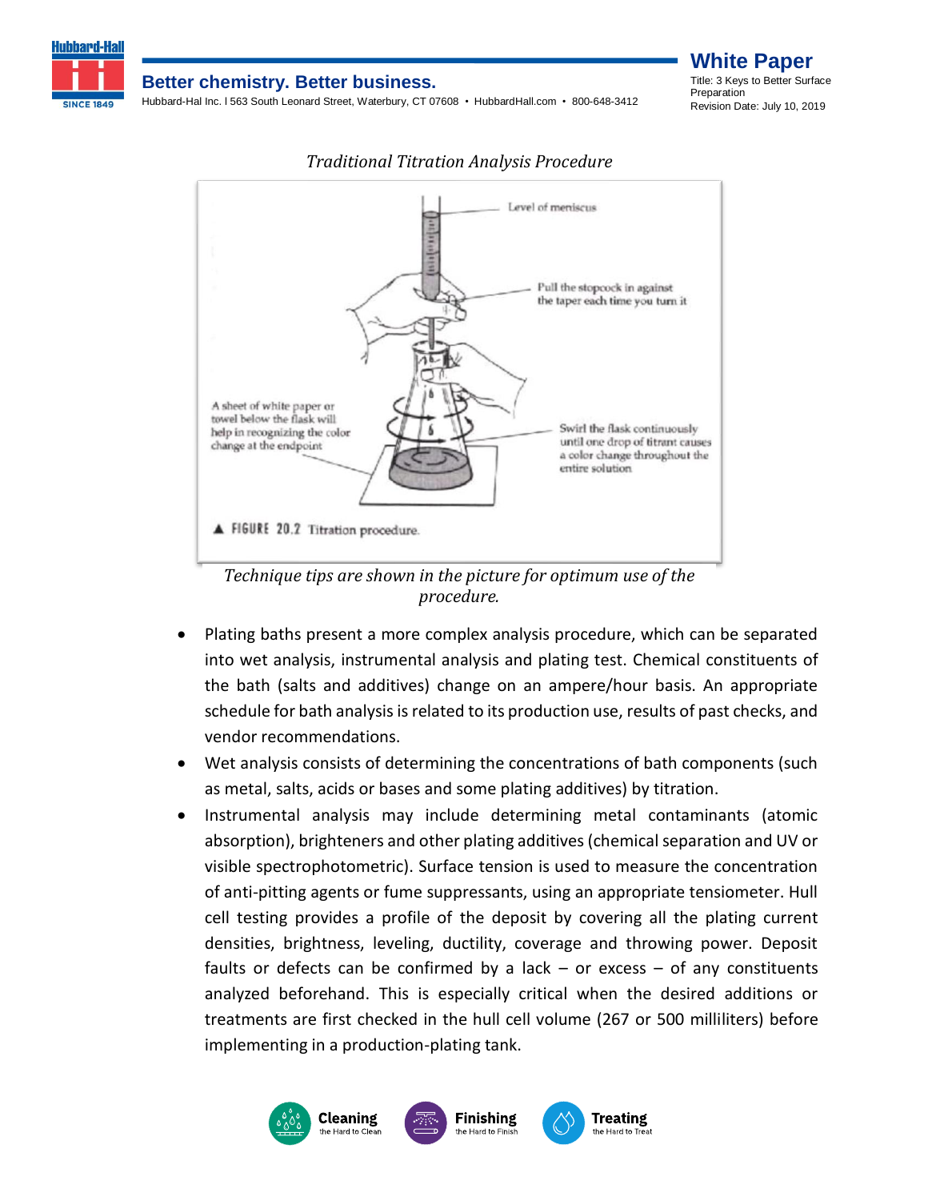*Traditional Titration Analysis Procedure*

*Technique tips are shown in the picture for optimum use of the procedure.*

- Plating baths present a more complex analysis procedure, which can be separated into wet analysis, instrumental analysis and plating test. Chemical constituents of the bath (salts and additives) change on an ampere/hour basis. An appropriate schedule for bath analysis is related to its production use, results of past checks, and vendor recommendations.
- Wet analysis consists of determining the concentrations of bath components (such as metal, salts, acids or bases and some plating additives) by titration.
- Instrumental analysis may include determining metal contaminants (atomic absorption), brighteners and other plating additives (chemical separation and UV or visible spectrophotometric). Surface tension is used to measure the concentration of anti-pitting agents or fume suppressants, using an appropriate tensiometer. Hull cell testing provides a profile of the deposit by covering all the plating current densities, brightness, leveling, ductility, coverage and throwing power. Deposit faults or defects can be confirmed by a lack – or excess – of any constituents analyzed beforehand. This is especially critical when the desired additions or treatments are first checked in the hull cell volume (267 or 500 milliliters) before implementing in a production-plating tank.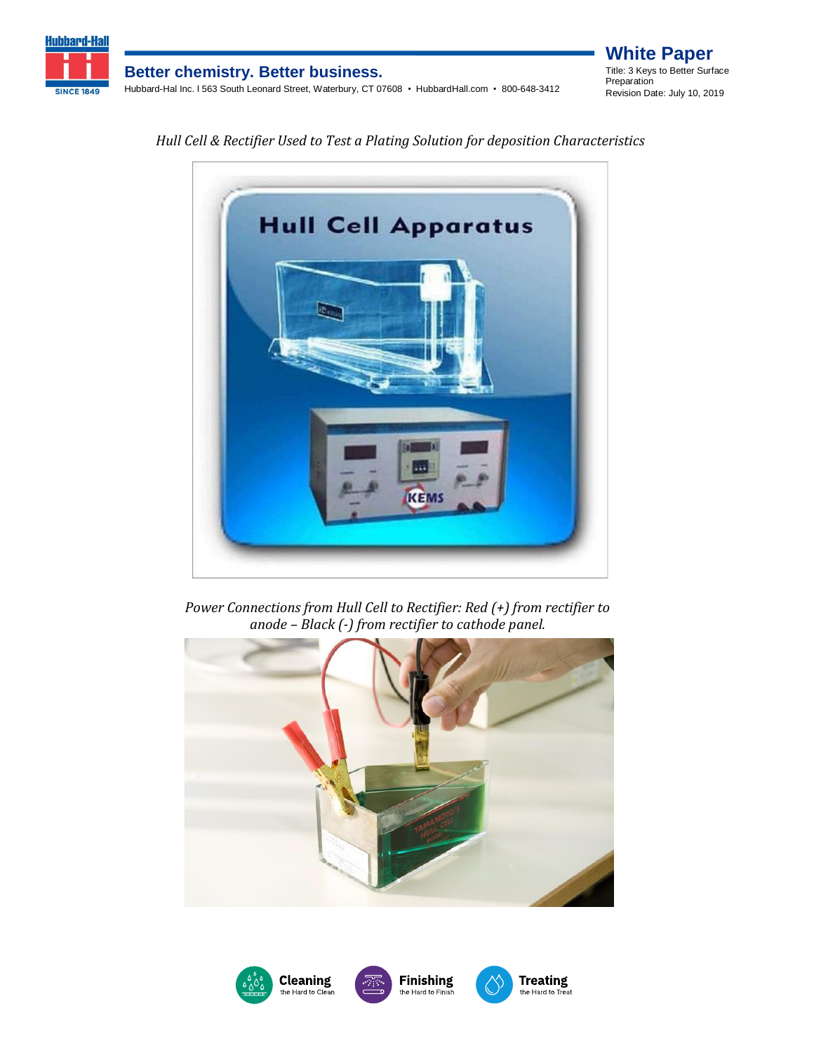*Hull Cell & Rectifier Used to Test a Plating Solution for deposition Characteristics*

*Power Connections from Hull Cell to Rectifier: Red (+) from rectifier to anode – Black (-) from rectifier to cathode panel.*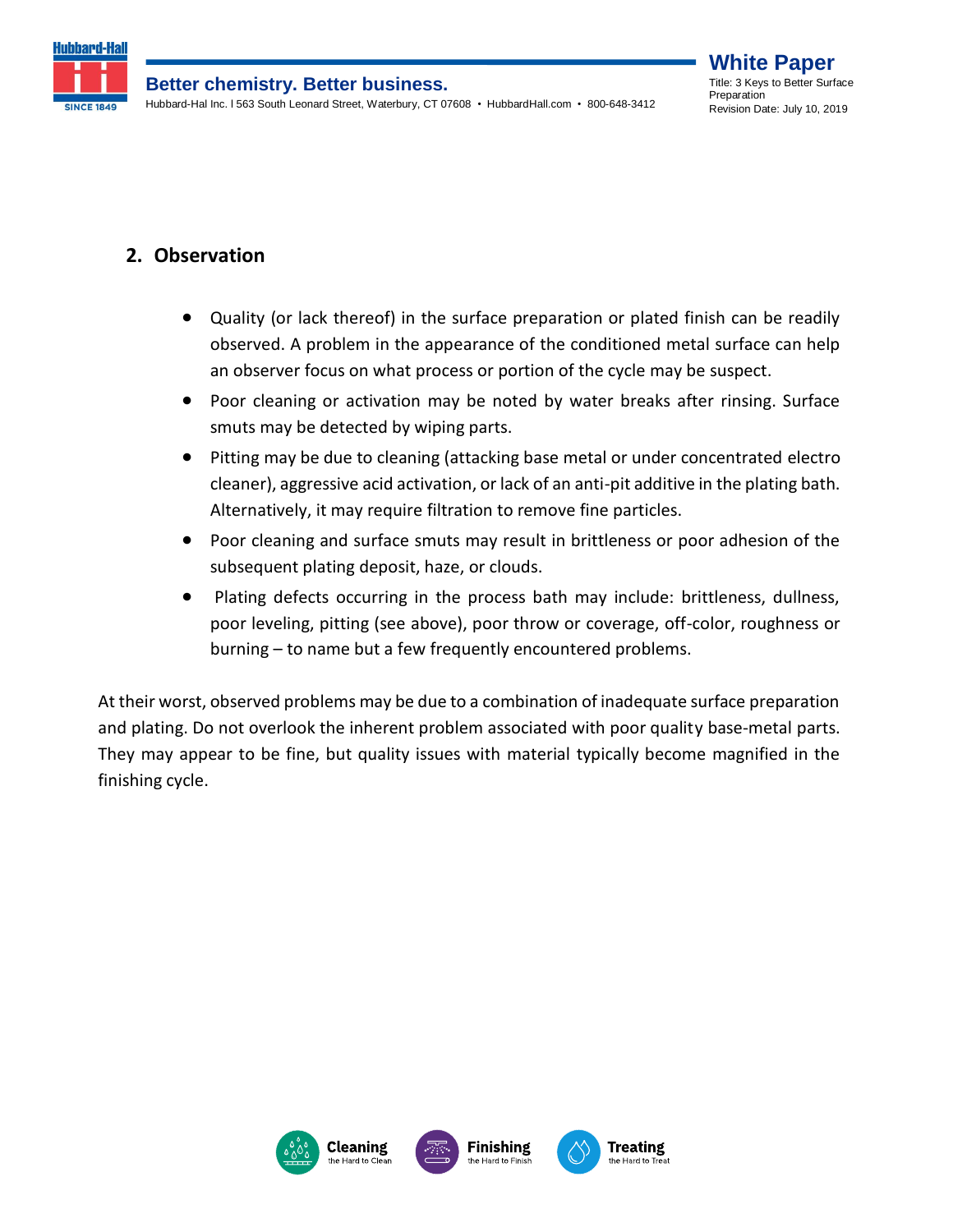## 2. Observation

- Quality (or lack thereof) in the surface preparation or plated finish can be readily observed. A problem in the appearance of the conditioned metal surface can help an observer focus on what process or portion of the cycle may be suspect.
- Poor cleaning or activation may be noted by water breaks after rinsing. Surface smuts may be detected by wiping parts.
- Pitting may be due to cleaning (attacking base metal or under concentrated electro cleaner), aggressive acid activation, or lack of an anti-pit additive in the plating bath. Alternatively, it may require filtration to remove fine particles.
- Poor cleaning and surface smuts may result in brittleness or poor adhesion of the subsequent plating deposit, haze, or clouds.
- Plating defects occurring in the process bath may include: brittleness, dullness, poor leveling, pitting (see above), poor throw or coverage, off-color, roughness or burning – to name but a few frequently encountered problems.

At their worst, observed problems may be due to a combination of inadequate surface preparation and plating. Do not overlook the inherent problem associated with poor quality base-metal parts. They may appear to be fine, but quality issues with material typically become magnified in the finishing cycle.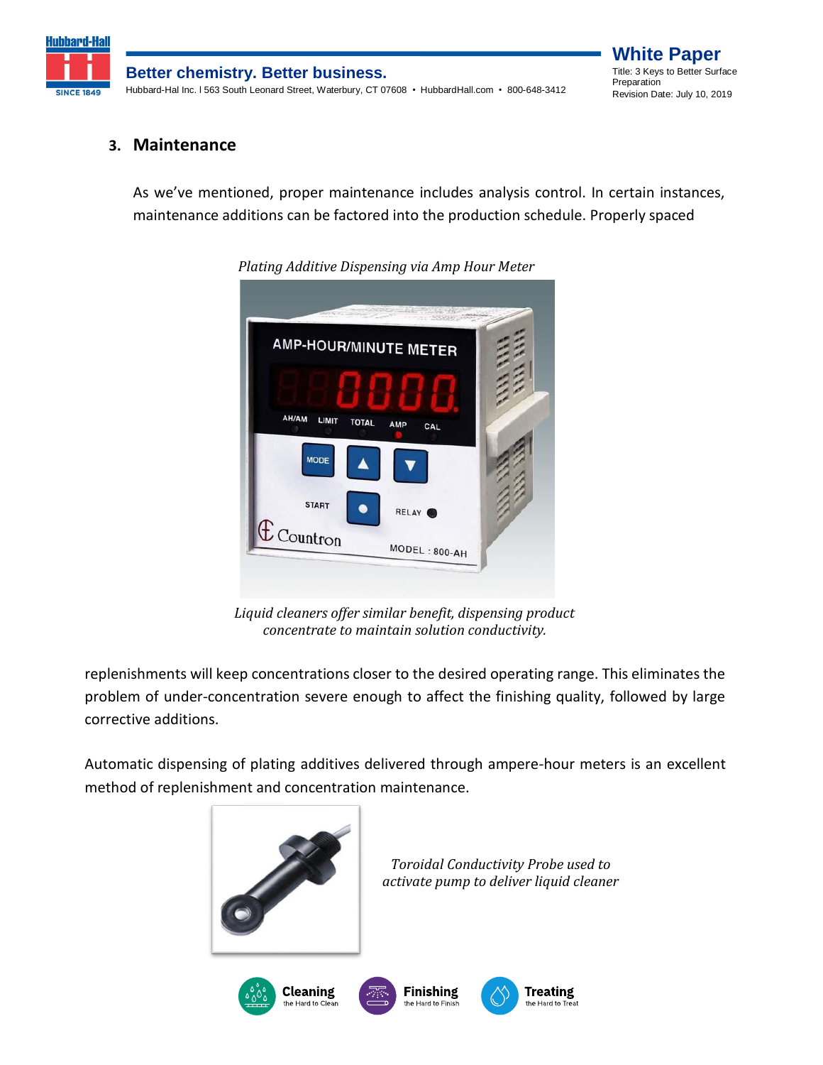## 3. Maintenance

As we've mentioned, proper maintenance includes analysis control. In certain instances, maintenance additions can be factored into the production schedule. Properly spaced

*Plating Additive Dispensing via Amp Hour Meter*

*Liquid cleaners offer similar benefit, dispensing product concentrate to maintain solution conductivity.*

replenishments will keep concentrations closer to the desired operating range. This eliminates the problem of under-concentration severe enough to affect the finishing quality, followed by large corrective additions.

Automatic dispensing of plating additives delivered through ampere-hour meters is an excellent method of replenishment and concentration maintenance.

*Toroidal Conductivity Probe used to activate pump to deliver liquid cleaner*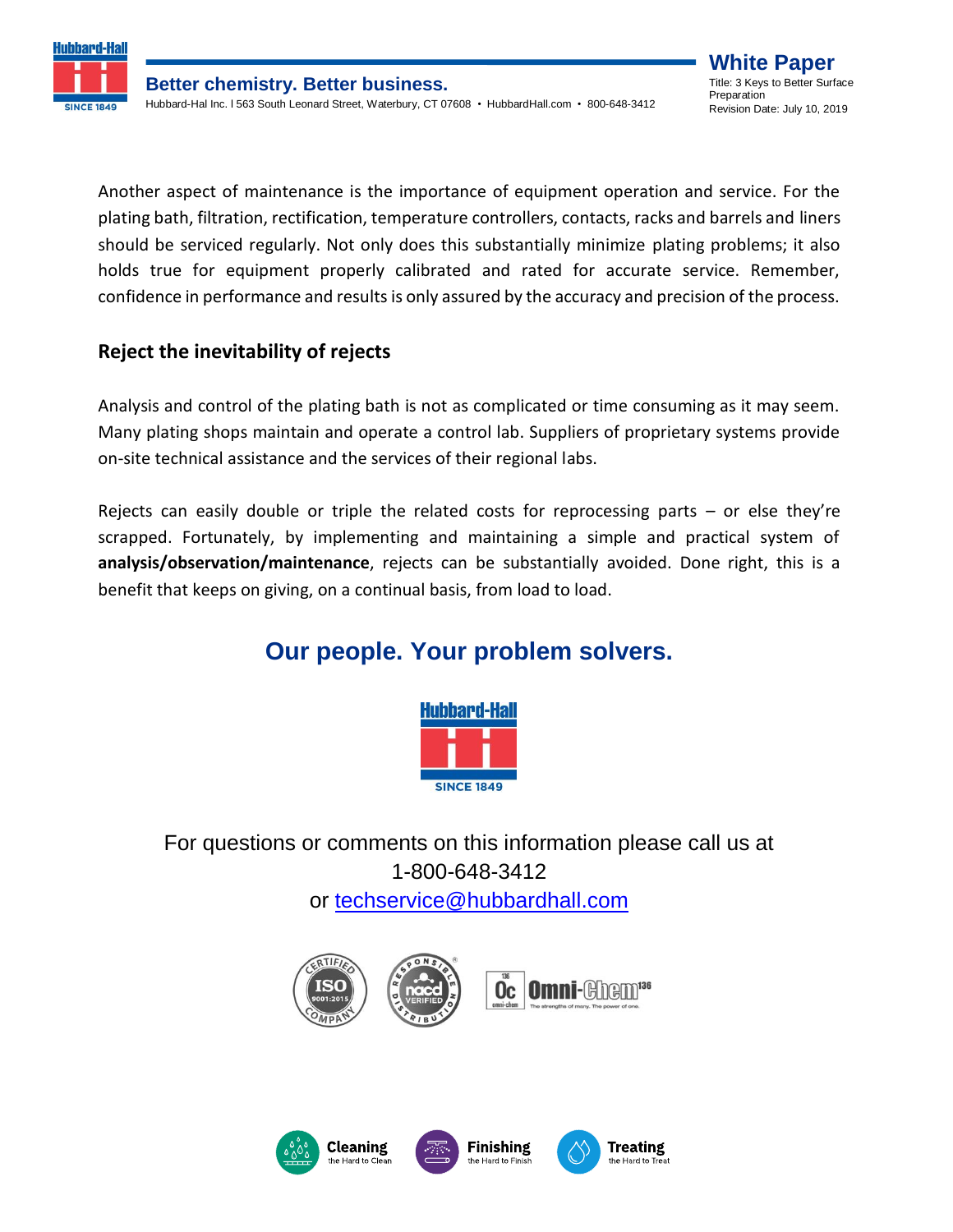Another aspect of maintenance is the importance of equipment operation and service. For the plating bath, filtration, rectification, temperature controllers, contacts, racks and barrels and liners should be serviced regularly. Not only does this substantially minimize plating problems; it also holds true for equipment properly calibrated and rated for accurate service. Remember, confidence in performance and results is only assured by the accuracy and precision of the process.

## Reject the inevitability of rejects

Analysis and control of the plating bath is not as complicated or time consuming as it may seem. Many plating shops maintain and operate a control lab. Suppliers of proprietary systems provide on-site technical assistance and the services of their regional labs.

Rejects can easily double or triple the related costs for reprocessing parts – or else they're scrapped. Fortunately, by implementing and maintaining a simple and practical system of **analysis/observation/maintenance**, rejects can be substantially avoided. Done right, this is a benefit that keeps on giving, on a continual basis, from load to load.

## Our people. Your problem solvers.

For questions or comments on this information please call us at 1-800-648-3412 or techservice@hubbardhall.com